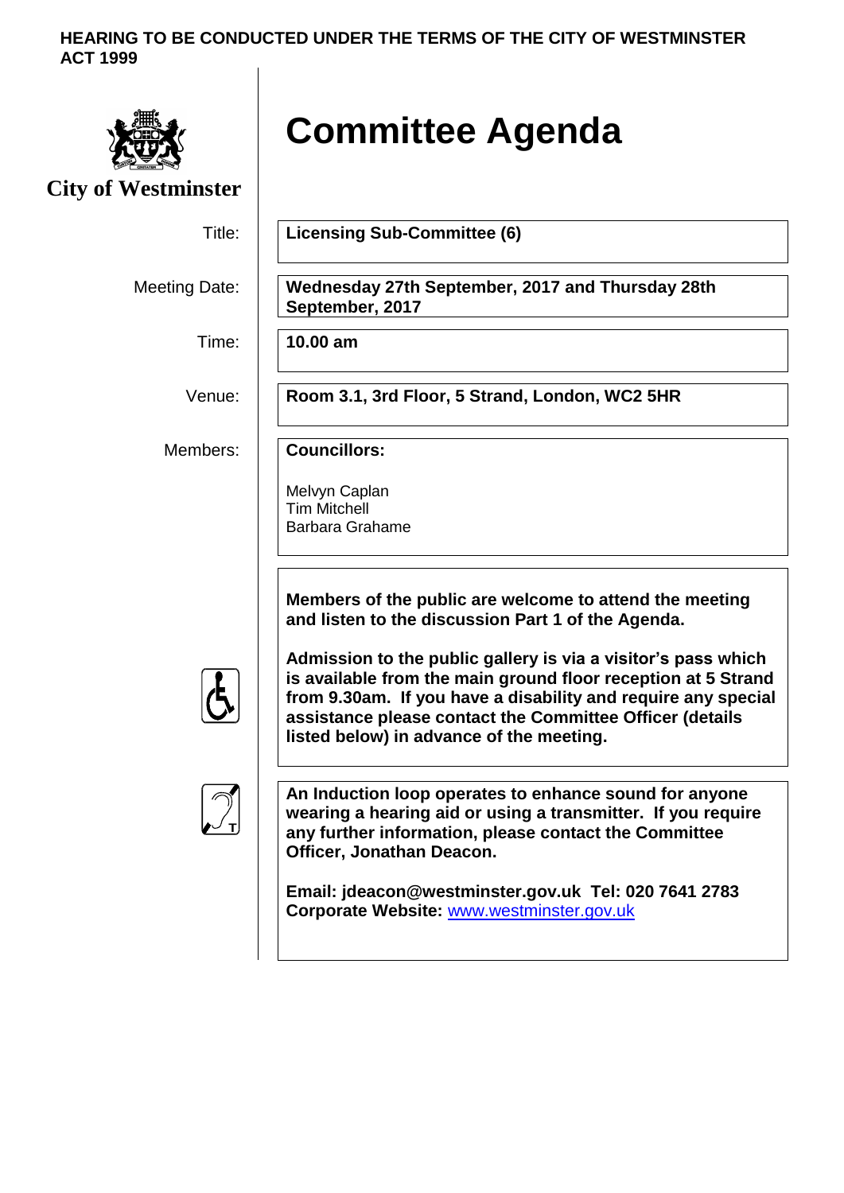**HEARING TO BE CONDUCTED UNDER THE TERMS OF THE CITY OF WESTMINSTER ACT 1999**

**City of Westminster**

# Committee Agenda

| | |
|---|---|
| Title: | **Licensing Sub-Committee (6)** |
| Meeting Date: | **Wednesday 27th September, 2017 and Thursday 28th September, 2017** |
| Time: | **10.00 am** |
| Venue: | **Room 3.1, 3rd Floor, 5 Strand, London, WC2 5HR** |
| Members: | **Councillors:**<br><br>Melvyn Caplan<br>Tim Mitchell<br>Barbara Grahame |

**Members of the public are welcome to attend the meeting and listen to the discussion Part 1 of the Agenda.**

**Admission to the public gallery is via a visitor's pass which is available from the main ground floor reception at 5 Strand from 9.30am. If you have a disability and require any special assistance please contact the Committee Officer (details listed below) in advance of the meeting.**

**An Induction loop operates to enhance sound for anyone wearing a hearing aid or using a transmitter. If you require any further information, please contact the Committee Officer, Jonathan Deacon.**

**Email: jdeacon@westminster.gov.uk Tel: 020 7641 2783**
**Corporate Website:** [www.westminster.gov.uk](http://www.westminster.gov.uk)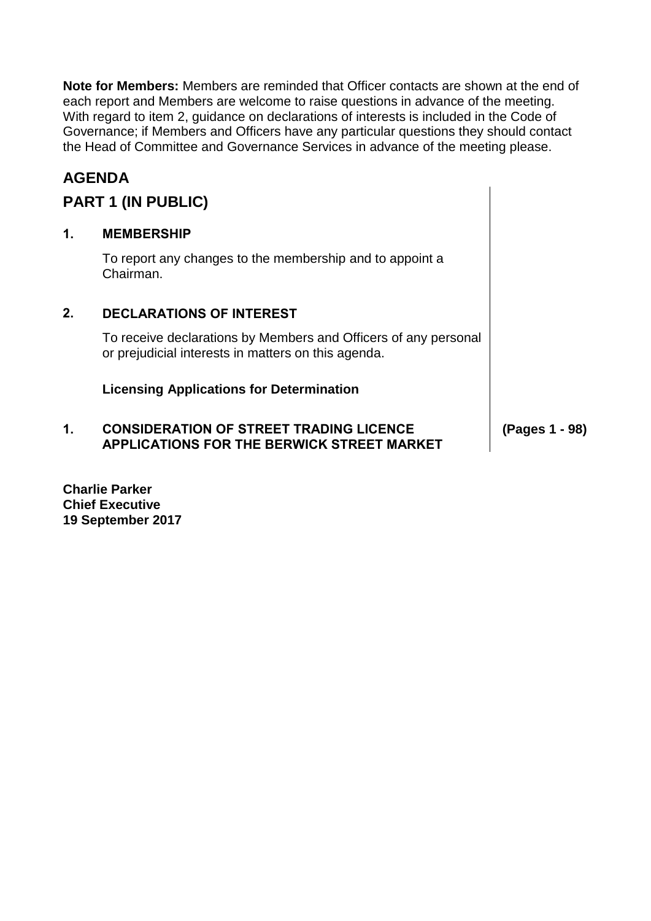**Note for Members:** Members are reminded that Officer contacts are shown at the end of each report and Members are welcome to raise questions in advance of the meeting. With regard to item 2, guidance on declarations of interests is included in the Code of Governance; if Members and Officers have any particular questions they should contact the Head of Committee and Governance Services in advance of the meeting please.

## AGENDA

## PART 1 (IN PUBLIC)

### 1. MEMBERSHIP

To report any changes to the membership and to appoint a Chairman.

### 2. DECLARATIONS OF INTEREST

To receive declarations by Members and Officers of any personal or prejudicial interests in matters on this agenda.

**Licensing Applications for Determination**

### 1. CONSIDERATION OF STREET TRADING LICENCE APPLICATIONS FOR THE BERWICK STREET MARKET

**(Pages 1 - 98)**

**Charlie Parker**
**Chief Executive**
**19 September 2017**